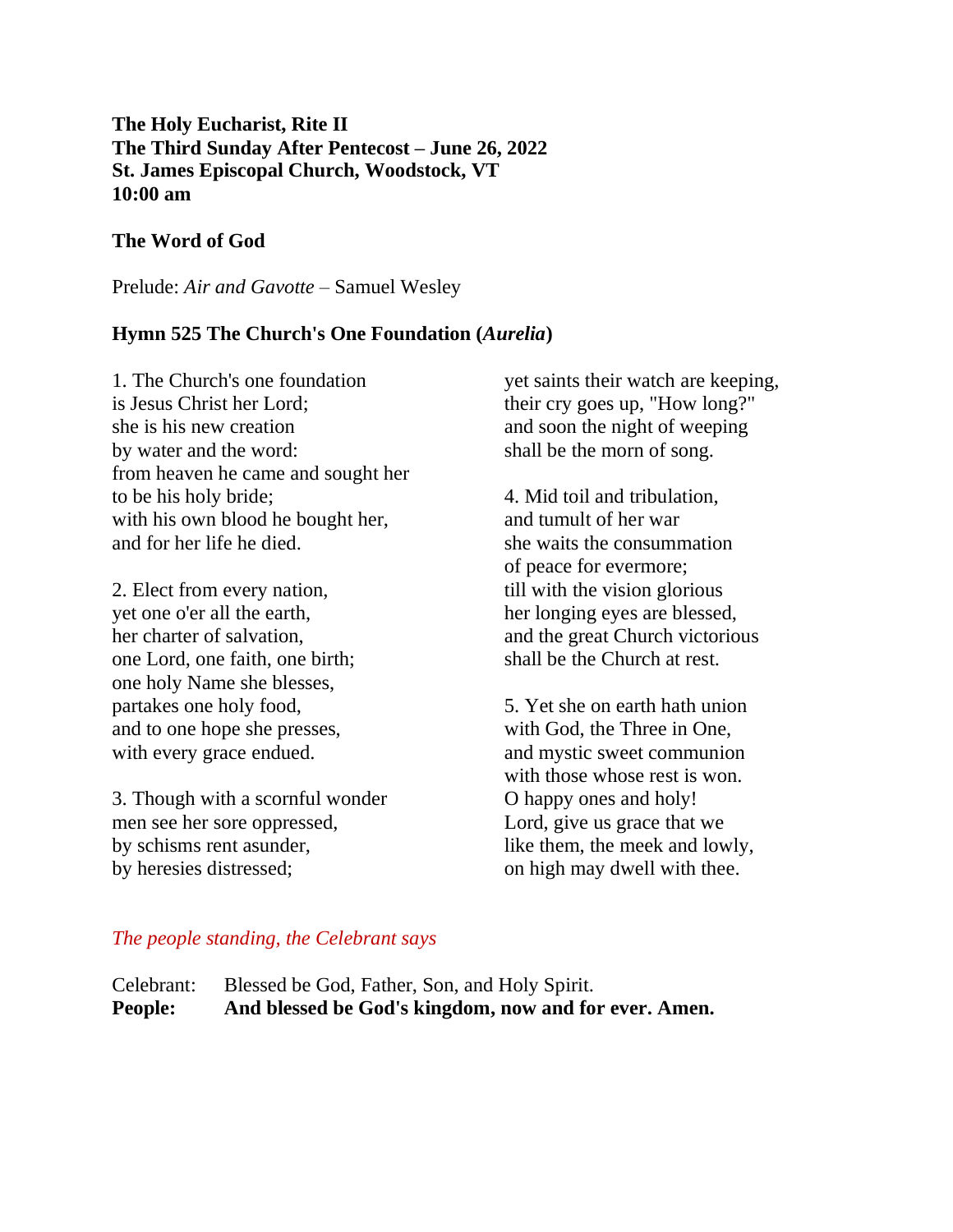**The Holy Eucharist, Rite II**
**The Third Sunday After Pentecost – June 26, 2022**
**St. James Episcopal Church, Woodstock, VT**
**10:00 am**

**The Word of God**

Prelude: *Air and Gavotte* – Samuel Wesley

**Hymn 525 The Church's One Foundation (*Aurelia*)**

1. The Church's one foundation
is Jesus Christ her Lord;
she is his new creation
by water and the word:
from heaven he came and sought her
to be his holy bride;
with his own blood he bought her,
and for her life he died.

2. Elect from every nation,
yet one o'er all the earth,
her charter of salvation,
one Lord, one faith, one birth;
one holy Name she blesses,
partakes one holy food,
and to one hope she presses,
with every grace endued.

3. Though with a scornful wonder
men see her sore oppressed,
by schisms rent asunder,
by heresies distressed;
yet saints their watch are keeping,
their cry goes up, "How long?"
and soon the night of weeping
shall be the morn of song.

4. Mid toil and tribulation,
and tumult of her war
she waits the consummation
of peace for evermore;
till with the vision glorious
her longing eyes are blessed,
and the great Church victorious
shall be the Church at rest.

5. Yet she on earth hath union
with God, the Three in One,
and mystic sweet communion
with those whose rest is won.
O happy ones and holy!
Lord, give us grace that we
like them, the meek and lowly,
on high may dwell with thee.

*The people standing, the Celebrant says*

Celebrant: Blessed be God, Father, Son, and Holy Spirit.
**People: And blessed be God's kingdom, now and for ever. Amen.**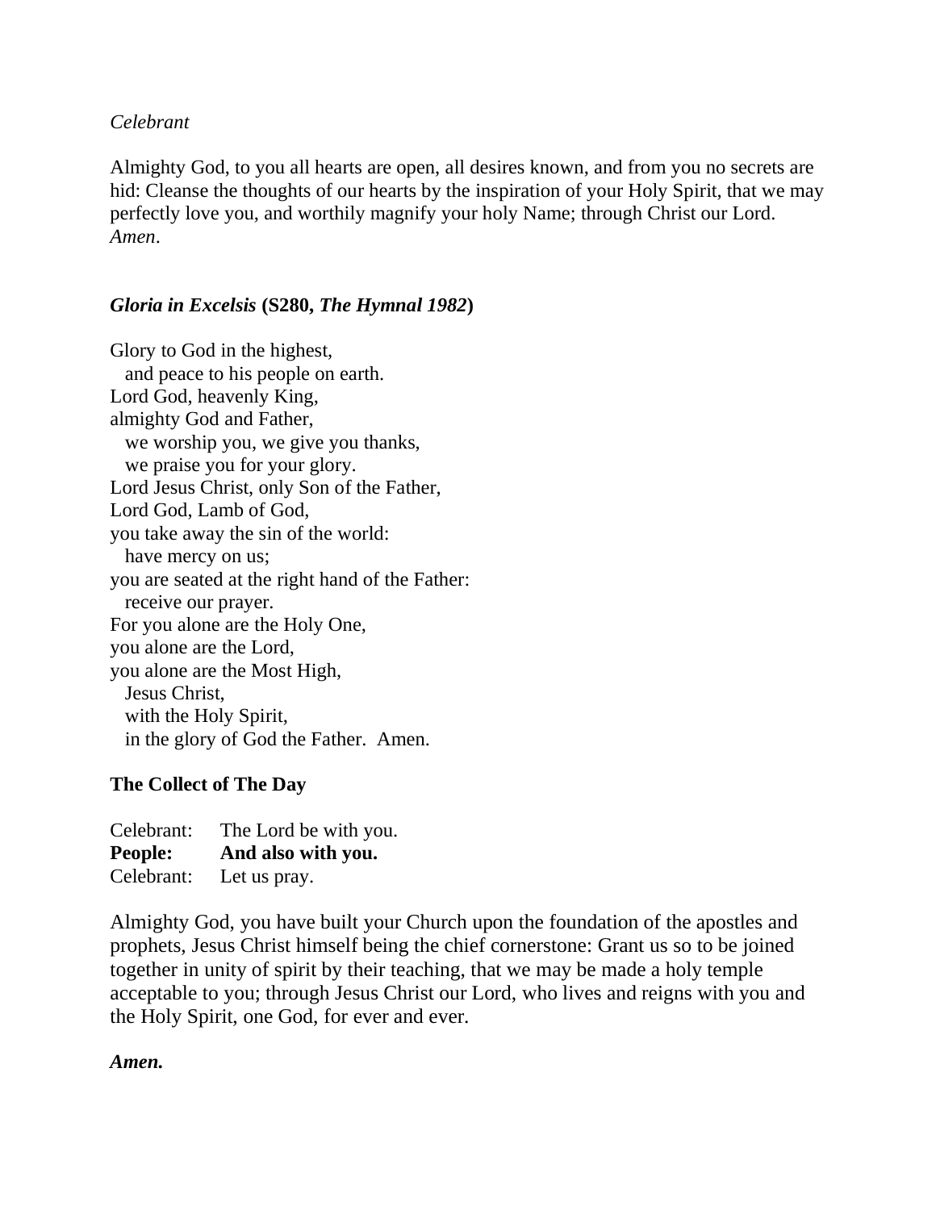*Celebrant*

Almighty God, to you all hearts are open, all desires known, and from you no secrets are hid: Cleanse the thoughts of our hearts by the inspiration of your Holy Spirit, that we may perfectly love you, and worthily magnify your holy Name; through Christ our Lord. *Amen*.

### ***Gloria in Excelsis*** **(S280, *The Hymnal 1982*)**

Glory to God in the highest,  
   and peace to his people on earth.  
Lord God, heavenly King,  
almighty God and Father,  
   we worship you, we give you thanks,  
   we praise you for your glory.  
Lord Jesus Christ, only Son of the Father,  
Lord God, Lamb of God,  
you take away the sin of the world:  
   have mercy on us;  
you are seated at the right hand of the Father:  
   receive our prayer.  
For you alone are the Holy One,  
you alone are the Lord,  
you alone are the Most High,  
   Jesus Christ,  
   with the Holy Spirit,  
   in the glory of God the Father.  Amen.

### **The Collect of The Day**

Celebrant:    The Lord be with you.  
**People:    And also with you.**  
Celebrant:    Let us pray.

Almighty God, you have built your Church upon the foundation of the apostles and prophets, Jesus Christ himself being the chief cornerstone: Grant us so to be joined together in unity of spirit by their teaching, that we may be made a holy temple acceptable to you; through Jesus Christ our Lord, who lives and reigns with you and the Holy Spirit, one God, for ever and ever.

***Amen.***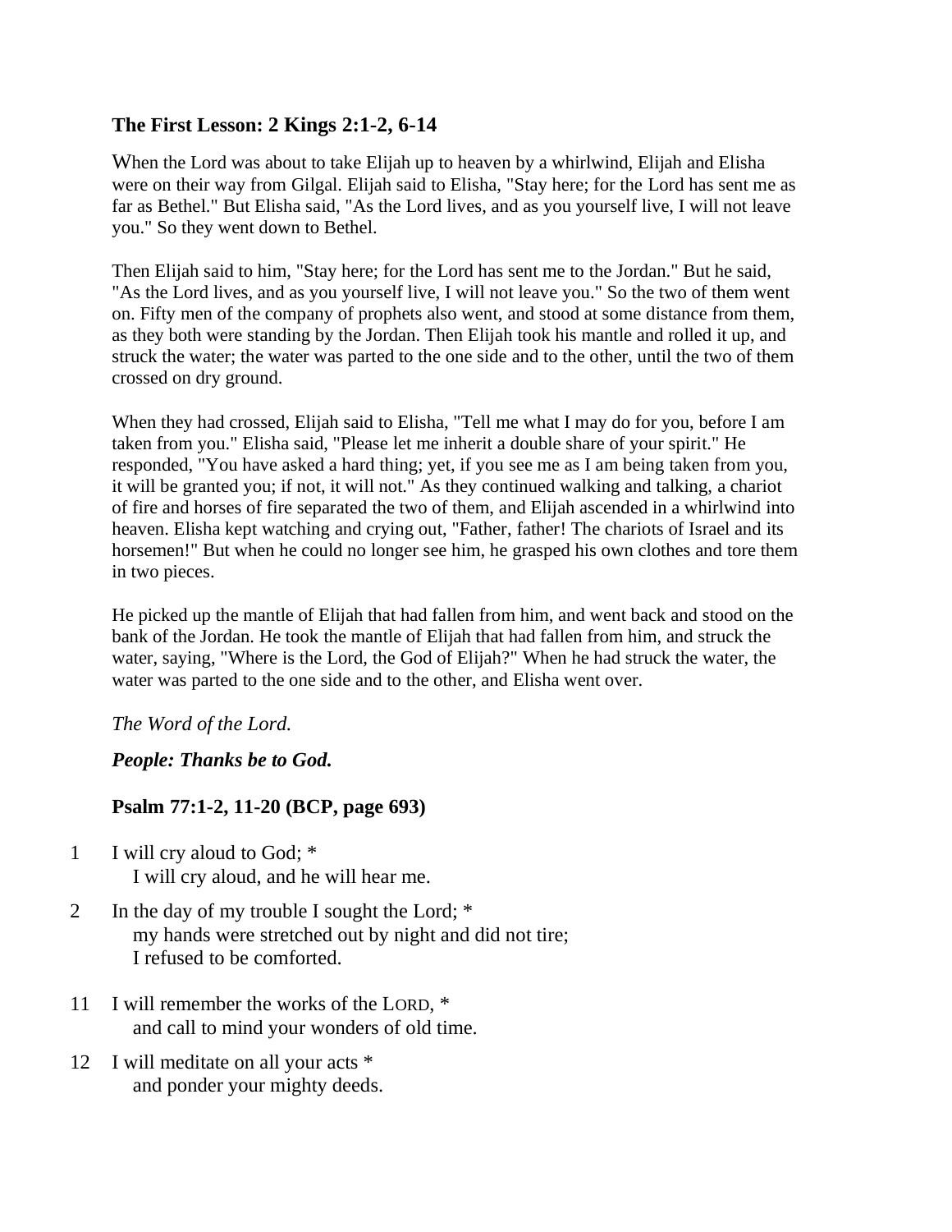### The First Lesson: 2 Kings 2:1-2, 6-14

When the Lord was about to take Elijah up to heaven by a whirlwind, Elijah and Elisha were on their way from Gilgal. Elijah said to Elisha, "Stay here; for the Lord has sent me as far as Bethel." But Elisha said, "As the Lord lives, and as you yourself live, I will not leave you." So they went down to Bethel.

Then Elijah said to him, "Stay here; for the Lord has sent me to the Jordan." But he said, "As the Lord lives, and as you yourself live, I will not leave you." So the two of them went on. Fifty men of the company of prophets also went, and stood at some distance from them, as they both were standing by the Jordan. Then Elijah took his mantle and rolled it up, and struck the water; the water was parted to the one side and to the other, until the two of them crossed on dry ground.

When they had crossed, Elijah said to Elisha, "Tell me what I may do for you, before I am taken from you." Elisha said, "Please let me inherit a double share of your spirit." He responded, "You have asked a hard thing; yet, if you see me as I am being taken from you, it will be granted you; if not, it will not." As they continued walking and talking, a chariot of fire and horses of fire separated the two of them, and Elijah ascended in a whirlwind into heaven. Elisha kept watching and crying out, "Father, father! The chariots of Israel and its horsemen!" But when he could no longer see him, he grasped his own clothes and tore them in two pieces.

He picked up the mantle of Elijah that had fallen from him, and went back and stood on the bank of the Jordan. He took the mantle of Elijah that had fallen from him, and struck the water, saying, "Where is the Lord, the God of Elijah?" When he had struck the water, the water was parted to the one side and to the other, and Elisha went over.

*The Word of the Lord.*

***People: Thanks be to God.***

### Psalm 77:1-2, 11-20 (BCP, page 693)

1 I will cry aloud to God; *
  I will cry aloud, and he will hear me.

2 In the day of my trouble I sought the Lord; *
  my hands were stretched out by night and did not tire;
  I refused to be comforted.

11 I will remember the works of the LORD, *
  and call to mind your wonders of old time.

12 I will meditate on all your acts *
  and ponder your mighty deeds.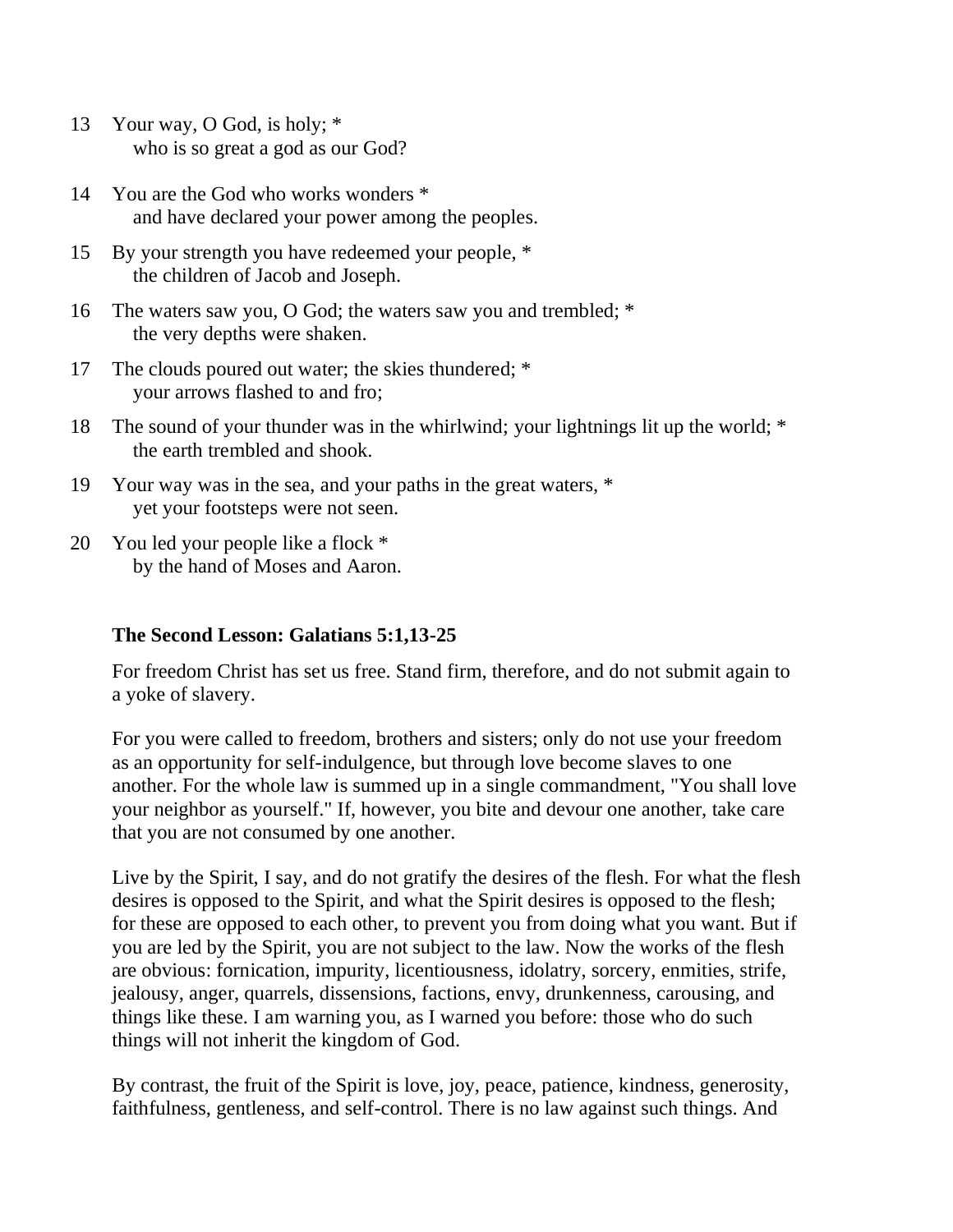13 Your way, O God, is holy; *
    who is so great a god as our God?

14 You are the God who works wonders *
    and have declared your power among the peoples.

15 By your strength you have redeemed your people, *
    the children of Jacob and Joseph.

16 The waters saw you, O God; the waters saw you and trembled; *
    the very depths were shaken.

17 The clouds poured out water; the skies thundered; *
    your arrows flashed to and fro;

18 The sound of your thunder was in the whirlwind; your lightnings lit up the world; *
    the earth trembled and shook.

19 Your way was in the sea, and your paths in the great waters, *
    yet your footsteps were not seen.

20 You led your people like a flock *
    by the hand of Moses and Aaron.

**The Second Lesson: Galatians 5:1,13-25**

For freedom Christ has set us free. Stand firm, therefore, and do not submit again to a yoke of slavery.

For you were called to freedom, brothers and sisters; only do not use your freedom as an opportunity for self-indulgence, but through love become slaves to one another. For the whole law is summed up in a single commandment, "You shall love your neighbor as yourself." If, however, you bite and devour one another, take care that you are not consumed by one another.

Live by the Spirit, I say, and do not gratify the desires of the flesh. For what the flesh desires is opposed to the Spirit, and what the Spirit desires is opposed to the flesh; for these are opposed to each other, to prevent you from doing what you want. But if you are led by the Spirit, you are not subject to the law. Now the works of the flesh are obvious: fornication, impurity, licentiousness, idolatry, sorcery, enmities, strife, jealousy, anger, quarrels, dissensions, factions, envy, drunkenness, carousing, and things like these. I am warning you, as I warned you before: those who do such things will not inherit the kingdom of God.

By contrast, the fruit of the Spirit is love, joy, peace, patience, kindness, generosity, faithfulness, gentleness, and self-control. There is no law against such things. And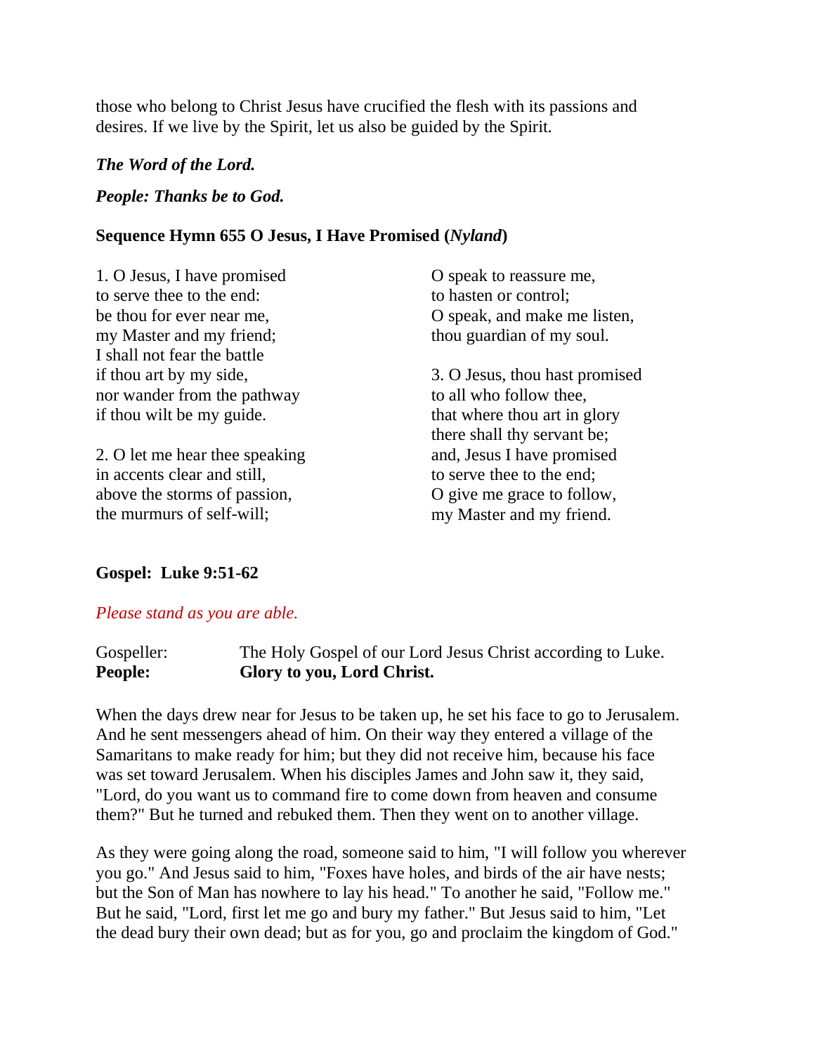those who belong to Christ Jesus have crucified the flesh with its passions and desires. If we live by the Spirit, let us also be guided by the Spirit.

***The Word of the Lord.***

***People: Thanks be to God.***

**Sequence Hymn 655 O Jesus, I Have Promised (*Nyland*)**

1. O Jesus, I have promised
to serve thee to the end:
be thou for ever near me,
my Master and my friend;
I shall not fear the battle
if thou art by my side,
nor wander from the pathway
if thou wilt be my guide.

2. O let me hear thee speaking
in accents clear and still,
above the storms of passion,
the murmurs of self-will;
O speak to reassure me,
to hasten or control;
O speak, and make me listen,
thou guardian of my soul.

3. O Jesus, thou hast promised
to all who follow thee,
that where thou art in glory
there shall thy servant be;
and, Jesus I have promised
to serve thee to the end;
O give me grace to follow,
my Master and my friend.

**Gospel: Luke 9:51-62**

*Please stand as you are able.*

Gospeller: The Holy Gospel of our Lord Jesus Christ according to Luke.
**People: Glory to you, Lord Christ.**

When the days drew near for Jesus to be taken up, he set his face to go to Jerusalem. And he sent messengers ahead of him. On their way they entered a village of the Samaritans to make ready for him; but they did not receive him, because his face was set toward Jerusalem. When his disciples James and John saw it, they said, "Lord, do you want us to command fire to come down from heaven and consume them?" But he turned and rebuked them. Then they went on to another village.

As they were going along the road, someone said to him, "I will follow you wherever you go." And Jesus said to him, "Foxes have holes, and birds of the air have nests; but the Son of Man has nowhere to lay his head." To another he said, "Follow me." But he said, "Lord, first let me go and bury my father." But Jesus said to him, "Let the dead bury their own dead; but as for you, go and proclaim the kingdom of God."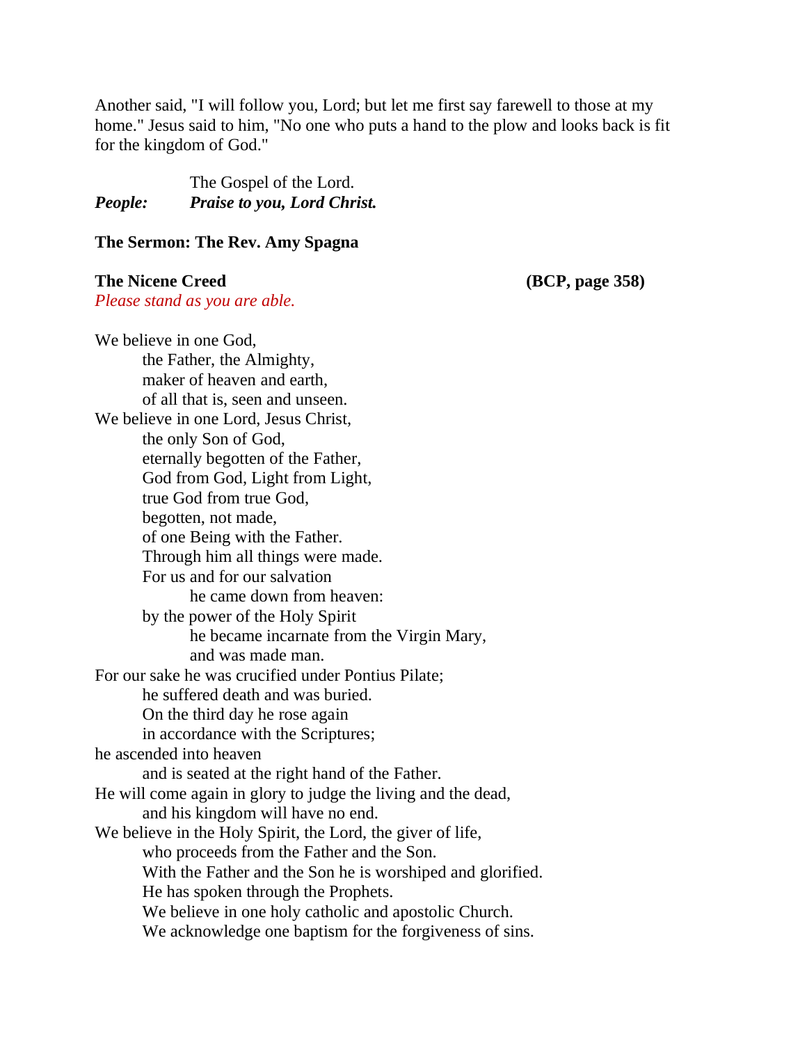Another said, "I will follow you, Lord; but let me first say farewell to those at my home." Jesus said to him, "No one who puts a hand to the plow and looks back is fit for the kingdom of God."

The Gospel of the Lord.
***People:*** ***Praise to you, Lord Christ.***

**The Sermon: The Rev. Amy Spagna**

**The Nicene Creed** **(BCP, page 358)**
*Please stand as you are able.*

We believe in one God,
the Father, the Almighty,
maker of heaven and earth,
of all that is, seen and unseen.
We believe in one Lord, Jesus Christ,
the only Son of God,
eternally begotten of the Father,
God from God, Light from Light,
true God from true God,
begotten, not made,
of one Being with the Father.
Through him all things were made.
For us and for our salvation
he came down from heaven:
by the power of the Holy Spirit
he became incarnate from the Virgin Mary,
and was made man.
For our sake he was crucified under Pontius Pilate;
he suffered death and was buried.
On the third day he rose again
in accordance with the Scriptures;
he ascended into heaven
and is seated at the right hand of the Father.
He will come again in glory to judge the living and the dead,
and his kingdom will have no end.
We believe in the Holy Spirit, the Lord, the giver of life,
who proceeds from the Father and the Son.
With the Father and the Son he is worshiped and glorified.
He has spoken through the Prophets.
We believe in one holy catholic and apostolic Church.
We acknowledge one baptism for the forgiveness of sins.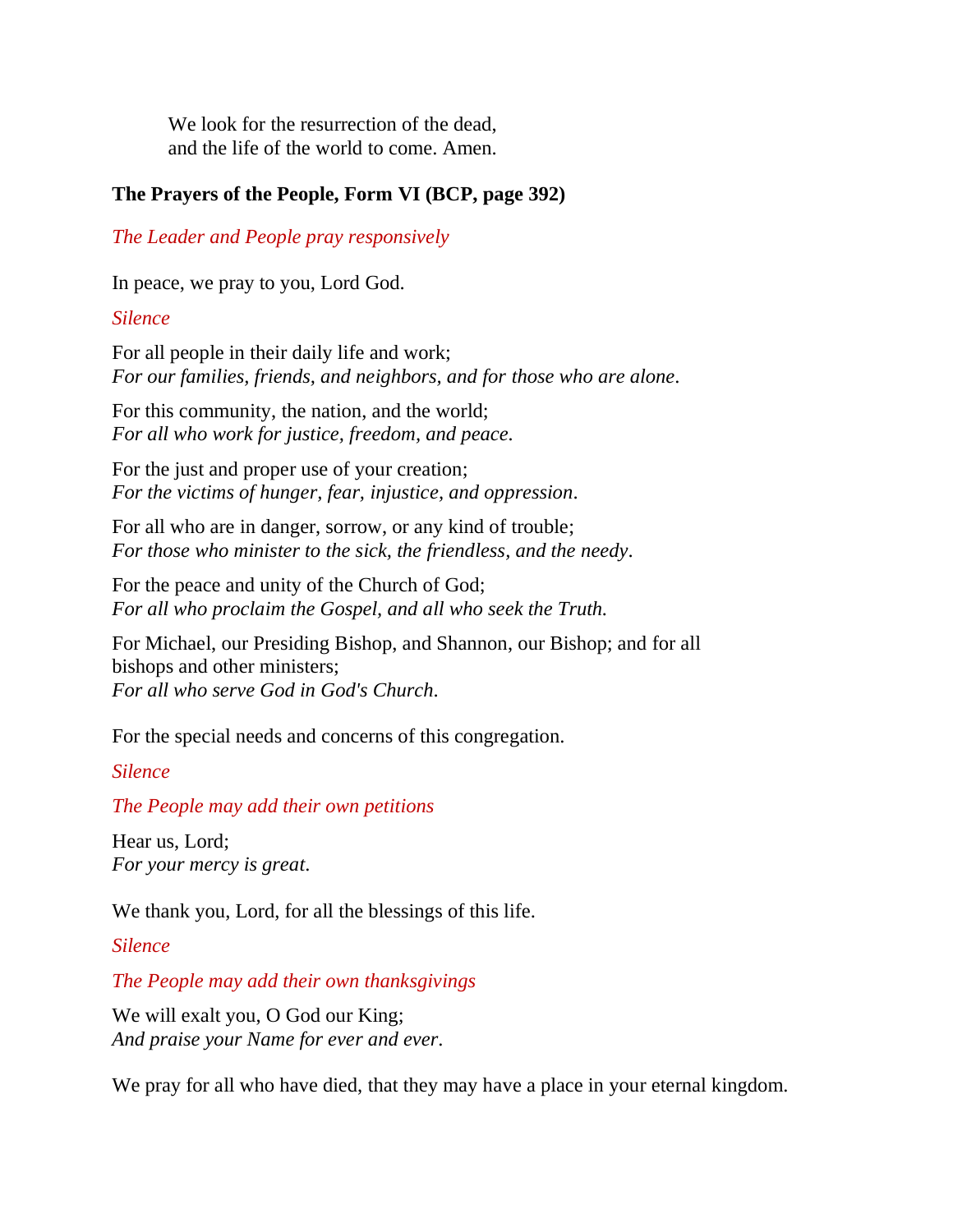We look for the resurrection of the dead,
and the life of the world to come. Amen.

**The Prayers of the People, Form VI (BCP, page 392)**

*The Leader and People pray responsively*

In peace, we pray to you, Lord God.

*Silence*

For all people in their daily life and work;
*For our families, friends, and neighbors, and for those who are alone.*

For this community, the nation, and the world;
*For all who work for justice, freedom, and peace.*

For the just and proper use of your creation;
*For the victims of hunger, fear, injustice, and oppression.*

For all who are in danger, sorrow, or any kind of trouble;
*For those who minister to the sick, the friendless, and the needy.*

For the peace and unity of the Church of God;
*For all who proclaim the Gospel, and all who seek the Truth.*

For Michael, our Presiding Bishop, and Shannon, our Bishop; and for all bishops and other ministers;
*For all who serve God in God's Church.*

For the special needs and concerns of this congregation.

*Silence*

*The People may add their own petitions*

Hear us, Lord;
*For your mercy is great.*

We thank you, Lord, for all the blessings of this life.

*Silence*

*The People may add their own thanksgivings*

We will exalt you, O God our King;
*And praise your Name for ever and ever.*

We pray for all who have died, that they may have a place in your eternal kingdom.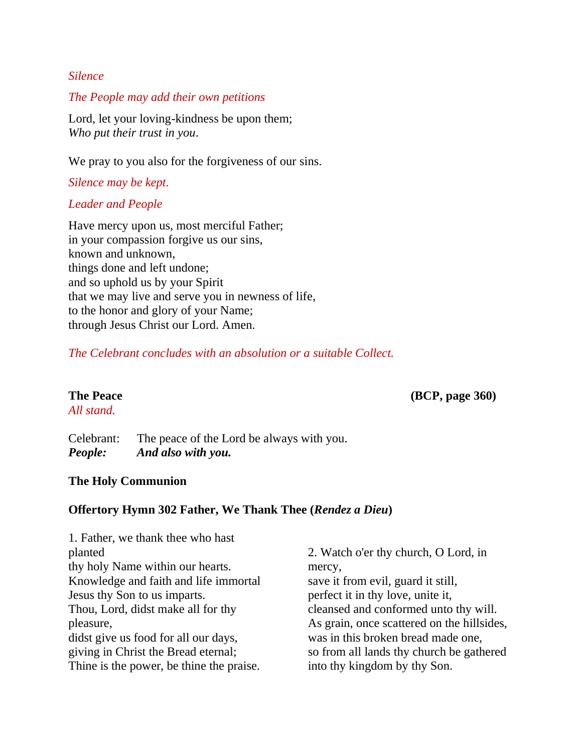*Silence*

*The People may add their own petitions*

Lord, let your loving-kindness be upon them;
*Who put their trust in you*.

We pray to you also for the forgiveness of our sins.

*Silence may be kept.*

*Leader and People*

Have mercy upon us, most merciful Father;
in your compassion forgive us our sins,
known and unknown,
things done and left undone;
and so uphold us by your Spirit
that we may live and serve you in newness of life,
to the honor and glory of your Name;
through Jesus Christ our Lord. Amen.

*The Celebrant concludes with an absolution or a suitable Collect.*

**The Peace** **(BCP, page 360)**

*All stand.*

Celebrant: The peace of the Lord be always with you.
***People: And also with you.***

**The Holy Communion**

**Offertory Hymn 302 Father, We Thank Thee (*Rendez a Dieu*)**

1. Father, we thank thee who hast planted
thy holy Name within our hearts.
Knowledge and faith and life immortal
Jesus thy Son to us imparts.
Thou, Lord, didst make all for thy pleasure,
didst give us food for all our days,
giving in Christ the Bread eternal;
Thine is the power, be thine the praise.

2. Watch o'er thy church, O Lord, in mercy,
save it from evil, guard it still,
perfect it in thy love, unite it,
cleansed and conformed unto thy will.
As grain, once scattered on the hillsides,
was in this broken bread made one,
so from all lands thy church be gathered
into thy kingdom by thy Son.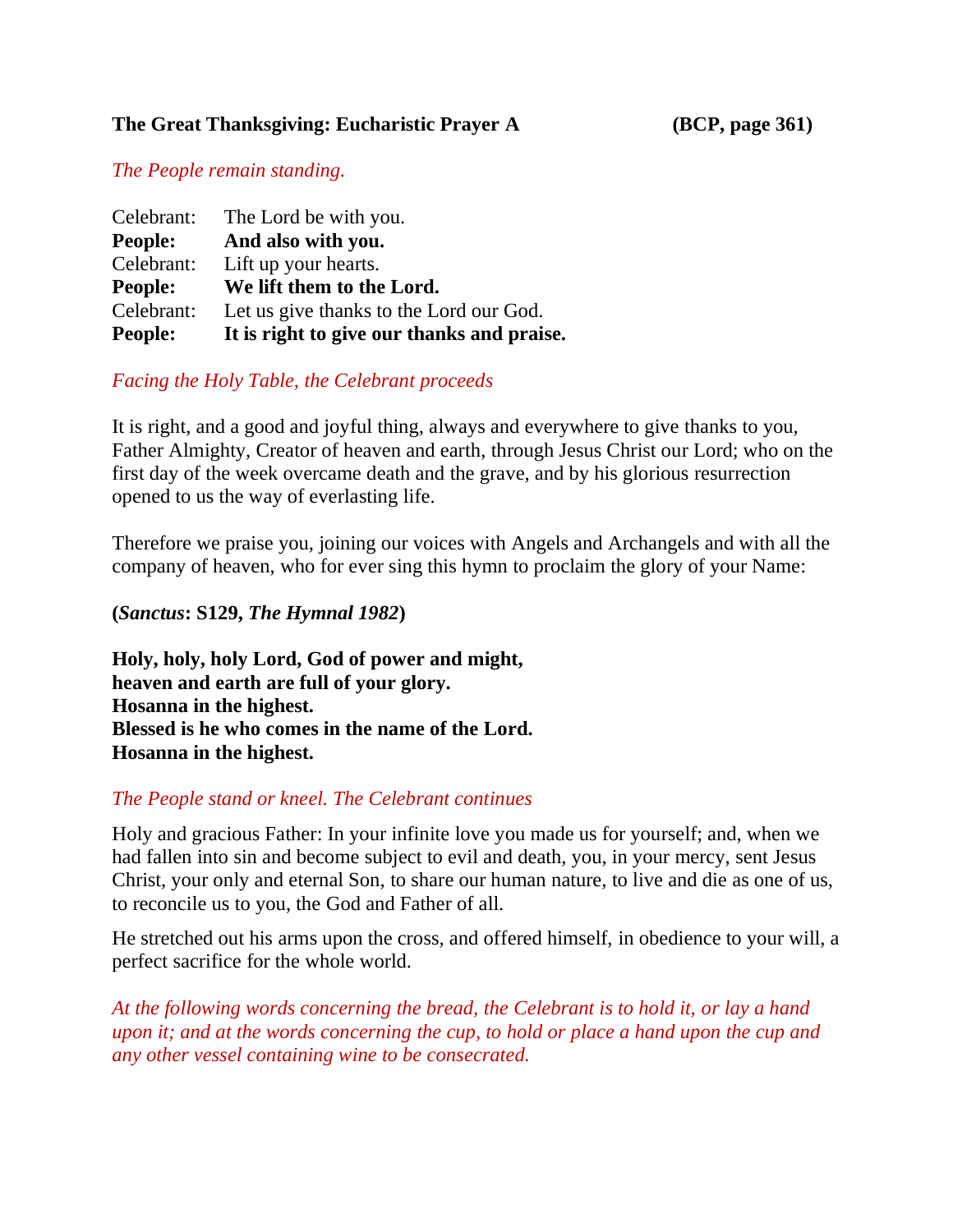**The Great Thanksgiving: Eucharistic Prayer A (BCP, page 361)**

*The People remain standing.*

| | |
|---|---|
| Celebrant: | The Lord be with you. |
| **People:** | **And also with you.** |
| Celebrant: | Lift up your hearts. |
| **People:** | **We lift them to the Lord.** |
| Celebrant: | Let us give thanks to the Lord our God. |
| **People:** | **It is right to give our thanks and praise.** |

*Facing the Holy Table, the Celebrant proceeds*

It is right, and a good and joyful thing, always and everywhere to give thanks to you, Father Almighty, Creator of heaven and earth, through Jesus Christ our Lord; who on the first day of the week overcame death and the grave, and by his glorious resurrection opened to us the way of everlasting life.

Therefore we praise you, joining our voices with Angels and Archangels and with all the company of heaven, who for ever sing this hymn to proclaim the glory of your Name:

**(*Sanctus*: S129, *The Hymnal 1982*)**

**Holy, holy, holy Lord, God of power and might,**
**heaven and earth are full of your glory.**
**Hosanna in the highest.**
**Blessed is he who comes in the name of the Lord.**
**Hosanna in the highest.**

*The People stand or kneel. The Celebrant continues*

Holy and gracious Father: In your infinite love you made us for yourself; and, when we had fallen into sin and become subject to evil and death, you, in your mercy, sent Jesus Christ, your only and eternal Son, to share our human nature, to live and die as one of us, to reconcile us to you, the God and Father of all.

He stretched out his arms upon the cross, and offered himself, in obedience to your will, a perfect sacrifice for the whole world.

*At the following words concerning the bread, the Celebrant is to hold it, or lay a hand upon it; and at the words concerning the cup, to hold or place a hand upon the cup and any other vessel containing wine to be consecrated.*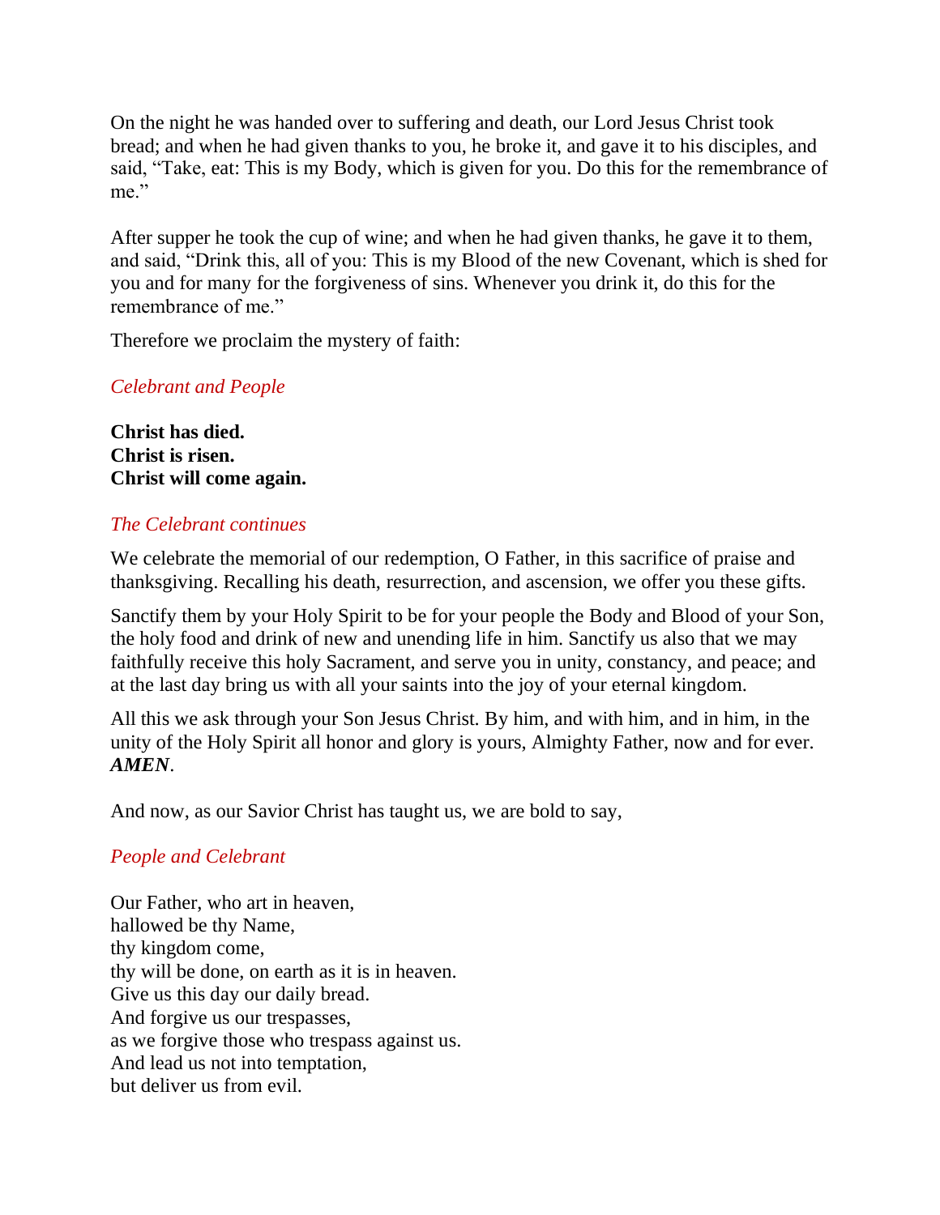On the night he was handed over to suffering and death, our Lord Jesus Christ took bread; and when he had given thanks to you, he broke it, and gave it to his disciples, and said, "Take, eat: This is my Body, which is given for you. Do this for the remembrance of me."

After supper he took the cup of wine; and when he had given thanks, he gave it to them, and said, "Drink this, all of you: This is my Blood of the new Covenant, which is shed for you and for many for the forgiveness of sins. Whenever you drink it, do this for the remembrance of me."

Therefore we proclaim the mystery of faith:

*Celebrant and People*

**Christ has died.**
**Christ is risen.**
**Christ will come again.**

*The Celebrant continues*

We celebrate the memorial of our redemption, O Father, in this sacrifice of praise and thanksgiving. Recalling his death, resurrection, and ascension, we offer you these gifts.

Sanctify them by your Holy Spirit to be for your people the Body and Blood of your Son, the holy food and drink of new and unending life in him. Sanctify us also that we may faithfully receive this holy Sacrament, and serve you in unity, constancy, and peace; and at the last day bring us with all your saints into the joy of your eternal kingdom.

All this we ask through your Son Jesus Christ. By him, and with him, and in him, in the unity of the Holy Spirit all honor and glory is yours, Almighty Father, now and for ever. ***AMEN***.

And now, as our Savior Christ has taught us, we are bold to say,

*People and Celebrant*

Our Father, who art in heaven,
hallowed be thy Name,
thy kingdom come,
thy will be done, on earth as it is in heaven.
Give us this day our daily bread.
And forgive us our trespasses,
as we forgive those who trespass against us.
And lead us not into temptation,
but deliver us from evil.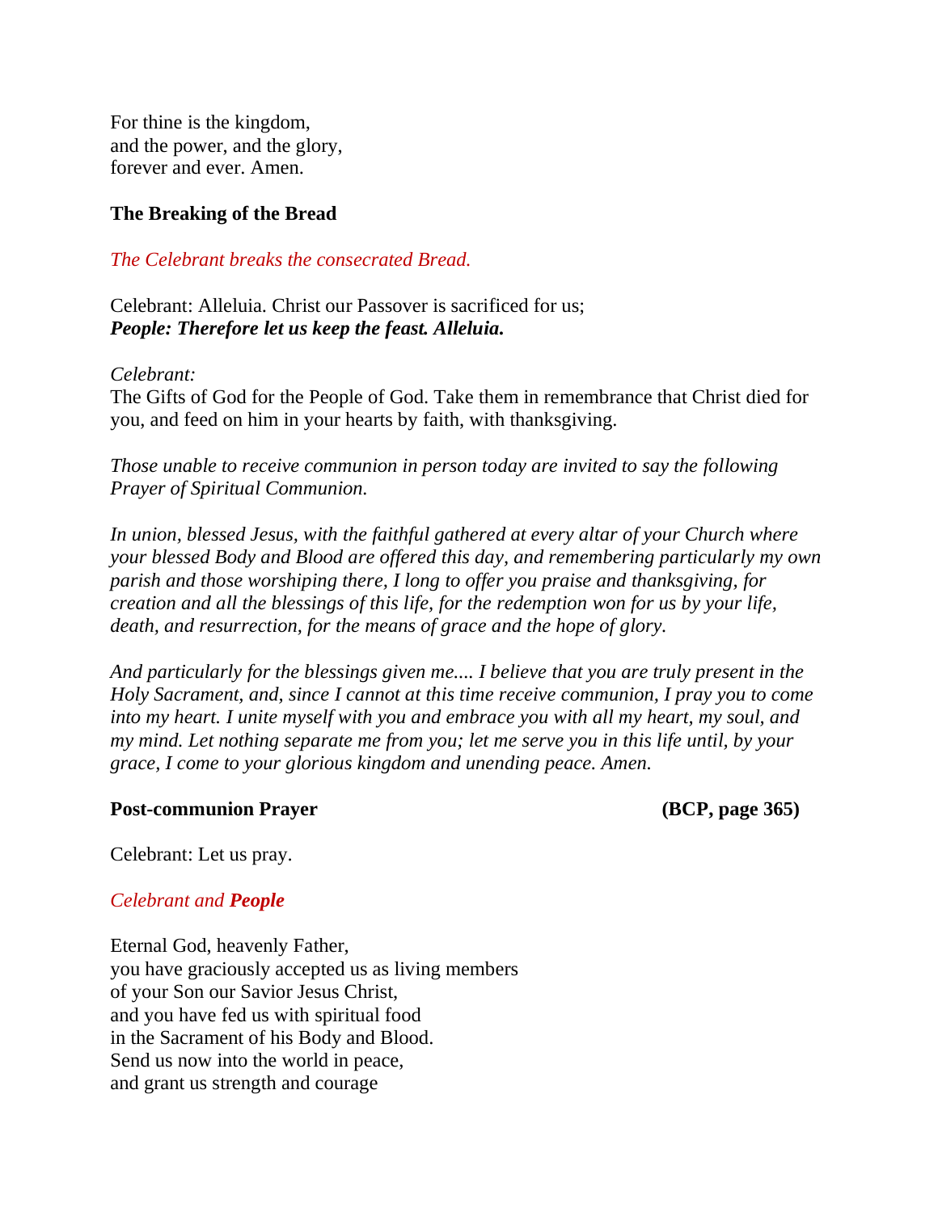For thine is the kingdom,
and the power, and the glory,
forever and ever. Amen.

**The Breaking of the Bread**

*The Celebrant breaks the consecrated Bread.*

Celebrant: Alleluia. Christ our Passover is sacrificed for us;
***People: Therefore let us keep the feast. Alleluia.***

*Celebrant:*
The Gifts of God for the People of God. Take them in remembrance that Christ died for you, and feed on him in your hearts by faith, with thanksgiving.

*Those unable to receive communion in person today are invited to say the following Prayer of Spiritual Communion.*

*In union, blessed Jesus, with the faithful gathered at every altar of your Church where your blessed Body and Blood are offered this day, and remembering particularly my own parish and those worshiping there, I long to offer you praise and thanksgiving, for creation and all the blessings of this life, for the redemption won for us by your life, death, and resurrection, for the means of grace and the hope of glory.*

*And particularly for the blessings given me.... I believe that you are truly present in the Holy Sacrament, and, since I cannot at this time receive communion, I pray you to come into my heart. I unite myself with you and embrace you with all my heart, my soul, and my mind. Let nothing separate me from you; let me serve you in this life until, by your grace, I come to your glorious kingdom and unending peace. Amen.*

**Post-communion Prayer** **(BCP, page 365)**

Celebrant: Let us pray.

*Celebrant and* ***People***

Eternal God, heavenly Father,
you have graciously accepted us as living members
of your Son our Savior Jesus Christ,
and you have fed us with spiritual food
in the Sacrament of his Body and Blood.
Send us now into the world in peace,
and grant us strength and courage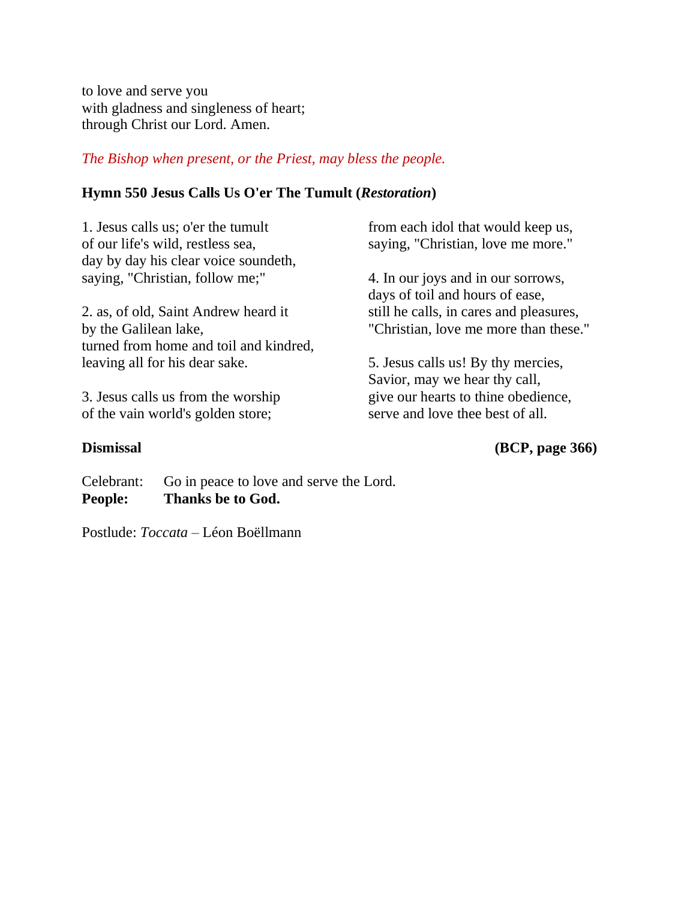to love and serve you
with gladness and singleness of heart;
through Christ our Lord. Amen.

*The Bishop when present, or the Priest, may bless the people.*

**Hymn 550 Jesus Calls Us O'er The Tumult (*Restoration*)**

1. Jesus calls us; o'er the tumult
of our life's wild, restless sea,
day by day his clear voice soundeth,
saying, "Christian, follow me;"

2. as, of old, Saint Andrew heard it
by the Galilean lake,
turned from home and toil and kindred,
leaving all for his dear sake.

3. Jesus calls us from the worship
of the vain world's golden store;
from each idol that would keep us,
saying, "Christian, love me more."

4. In our joys and in our sorrows,
days of toil and hours of ease,
still he calls, in cares and pleasures,
"Christian, love me more than these."

5. Jesus calls us! By thy mercies,
Savior, may we hear thy call,
give our hearts to thine obedience,
serve and love thee best of all.

**Dismissal** **(BCP, page 366)**

Celebrant: Go in peace to love and serve the Lord.
**People: Thanks be to God.**

Postlude: *Toccata* – Léon Boëllmann